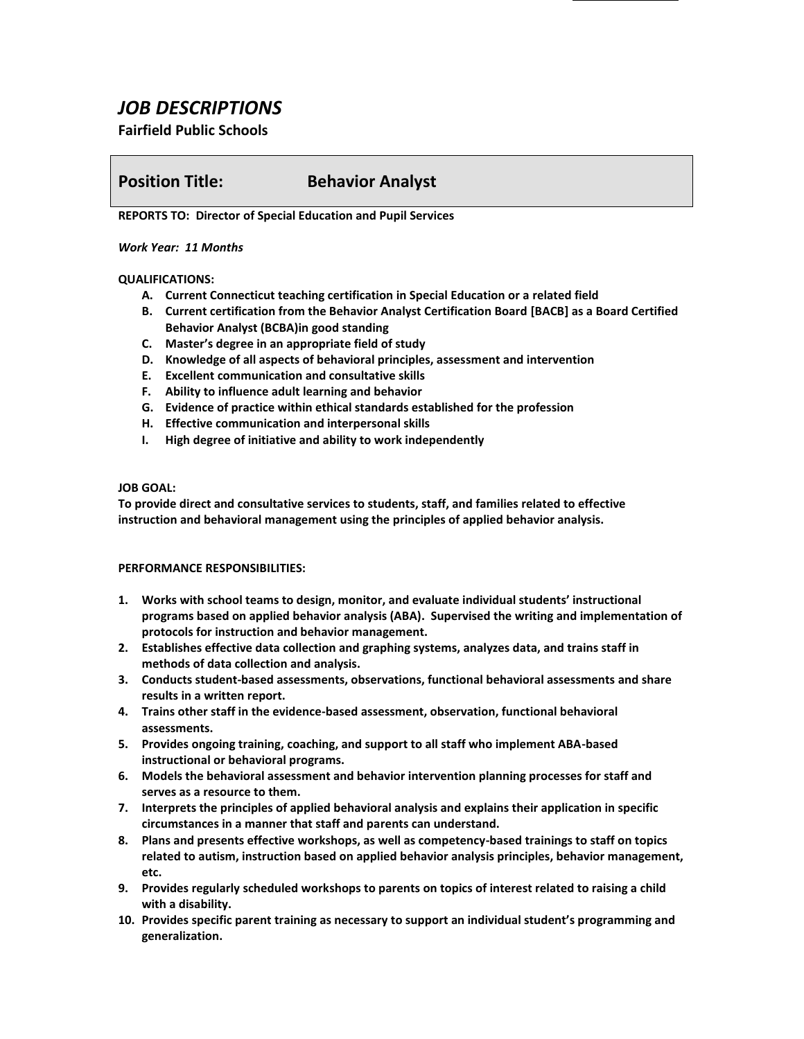# *JOB DESCRIPTIONS*

**Fairfield Public Schools**

## Position Title: Behavior Analyst

**REPORTS TO: Director of Special Education and Pupil Services**

***Work Year: 11 Months***

**QUALIFICATIONS:**

- **A. Current Connecticut teaching certification in Special Education or a related field**
- **B. Current certification from the Behavior Analyst Certification Board [BACB] as a Board Certified Behavior Analyst (BCBA)in good standing**
- **C. Master's degree in an appropriate field of study**
- **D. Knowledge of all aspects of behavioral principles, assessment and intervention**
- **E. Excellent communication and consultative skills**
- **F. Ability to influence adult learning and behavior**
- **G. Evidence of practice within ethical standards established for the profession**
- **H. Effective communication and interpersonal skills**
- **I. High degree of initiative and ability to work independently**

**JOB GOAL:**

**To provide direct and consultative services to students, staff, and families related to effective instruction and behavioral management using the principles of applied behavior analysis.**

**PERFORMANCE RESPONSIBILITIES:**

1. **Works with school teams to design, monitor, and evaluate individual students' instructional programs based on applied behavior analysis (ABA). Supervised the writing and implementation of protocols for instruction and behavior management.**
2. **Establishes effective data collection and graphing systems, analyzes data, and trains staff in methods of data collection and analysis.**
3. **Conducts student-based assessments, observations, functional behavioral assessments and share results in a written report.**
4. **Trains other staff in the evidence-based assessment, observation, functional behavioral assessments.**
5. **Provides ongoing training, coaching, and support to all staff who implement ABA-based instructional or behavioral programs.**
6. **Models the behavioral assessment and behavior intervention planning processes for staff and serves as a resource to them.**
7. **Interprets the principles of applied behavioral analysis and explains their application in specific circumstances in a manner that staff and parents can understand.**
8. **Plans and presents effective workshops, as well as competency-based trainings to staff on topics related to autism, instruction based on applied behavior analysis principles, behavior management, etc.**
9. **Provides regularly scheduled workshops to parents on topics of interest related to raising a child with a disability.**
10. **Provides specific parent training as necessary to support an individual student's programming and generalization.**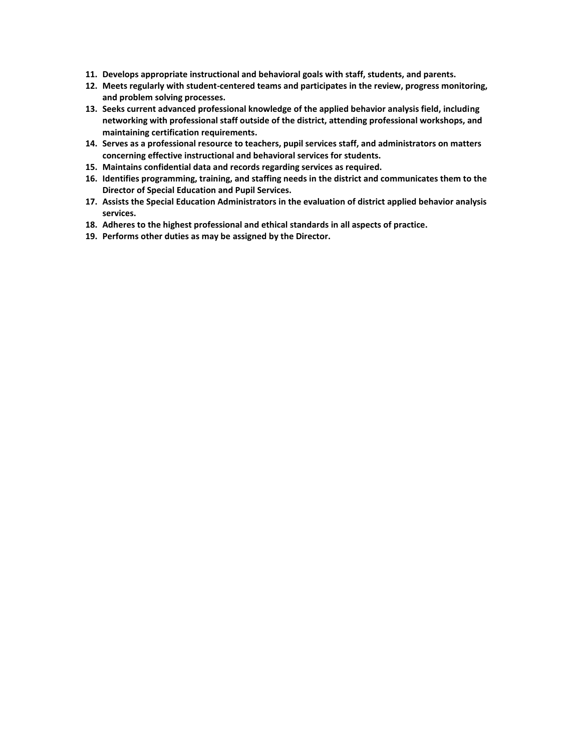11. **Develops appropriate instructional and behavioral goals with staff, students, and parents.**
12. **Meets regularly with student-centered teams and participates in the review, progress monitoring, and problem solving processes.**
13. **Seeks current advanced professional knowledge of the applied behavior analysis field, including networking with professional staff outside of the district, attending professional workshops, and maintaining certification requirements.**
14. **Serves as a professional resource to teachers, pupil services staff, and administrators on matters concerning effective instructional and behavioral services for students.**
15. **Maintains confidential data and records regarding services as required.**
16. **Identifies programming, training, and staffing needs in the district and communicates them to the Director of Special Education and Pupil Services.**
17. **Assists the Special Education Administrators in the evaluation of district applied behavior analysis services.**
18. **Adheres to the highest professional and ethical standards in all aspects of practice.**
19. **Performs other duties as may be assigned by the Director.**